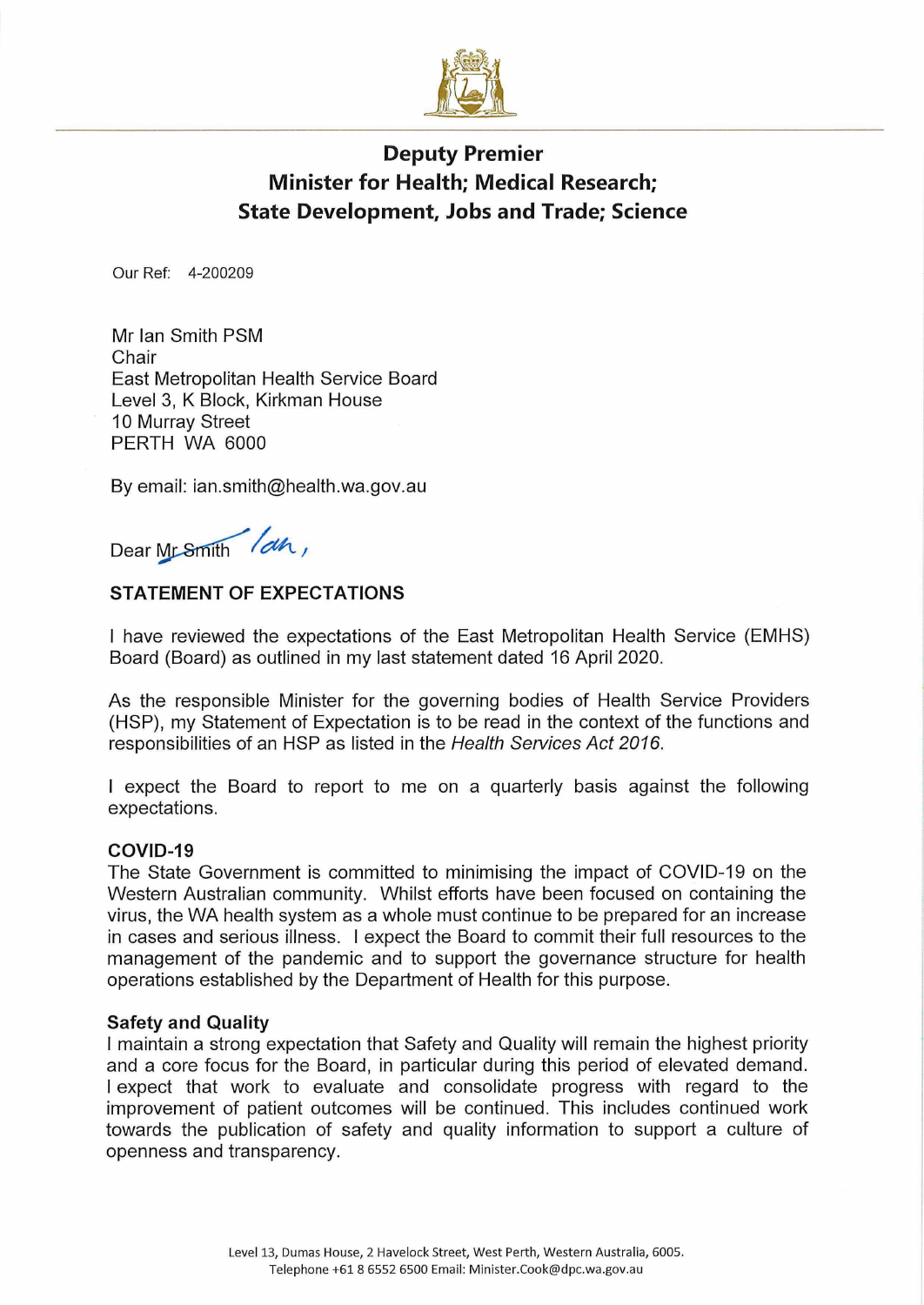# Deputy Premier
## Minister for Health; Medical Research; State Development, Jobs and Trade; Science

Our Ref: 4-200209

Mr Ian Smith PSM
Chair
East Metropolitan Health Service Board
Level 3, K Block, Kirkman House
10 Murray Street
PERTH WA 6000

By email: ian.smith@health.wa.gov.au

Dear ~~Mr Smith~~ Ian,

**STATEMENT OF EXPECTATIONS**

I have reviewed the expectations of the East Metropolitan Health Service (EMHS) Board (Board) as outlined in my last statement dated 16 April 2020.

As the responsible Minister for the governing bodies of Health Service Providers (HSP), my Statement of Expectation is to be read in the context of the functions and responsibilities of an HSP as listed in the *Health Services Act 2016*.

I expect the Board to report to me on a quarterly basis against the following expectations.

**COVID-19**

The State Government is committed to minimising the impact of COVID-19 on the Western Australian community. Whilst efforts have been focused on containing the virus, the WA health system as a whole must continue to be prepared for an increase in cases and serious illness. I expect the Board to commit their full resources to the management of the pandemic and to support the governance structure for health operations established by the Department of Health for this purpose.

**Safety and Quality**

I maintain a strong expectation that Safety and Quality will remain the highest priority and a core focus for the Board, in particular during this period of elevated demand. I expect that work to evaluate and consolidate progress with regard to the improvement of patient outcomes will be continued. This includes continued work towards the publication of safety and quality information to support a culture of openness and transparency.

Level 13, Dumas House, 2 Havelock Street, West Perth, Western Australia, 6005.
Telephone +61 8 6552 6500 Email: Minister.Cook@dpc.wa.gov.au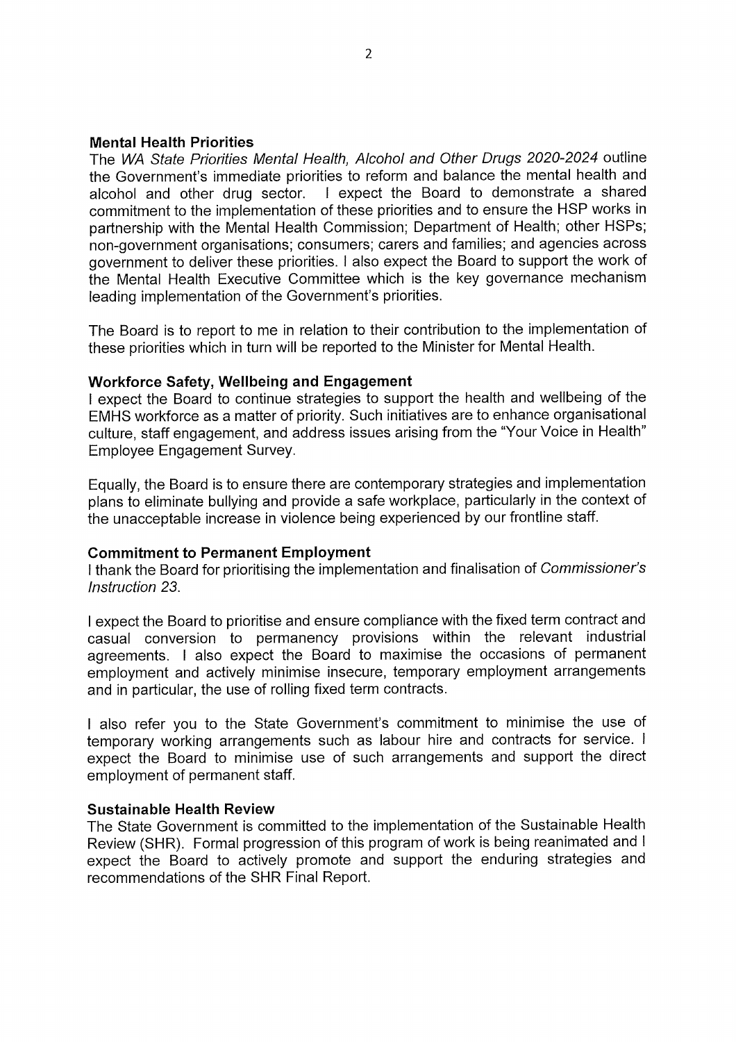**Mental Health Priorities**

The *WA State Priorities Mental Health, Alcohol and Other Drugs 2020-2024* outline the Government's immediate priorities to reform and balance the mental health and alcohol and other drug sector. I expect the Board to demonstrate a shared commitment to the implementation of these priorities and to ensure the HSP works in partnership with the Mental Health Commission; Department of Health; other HSPs; non-government organisations; consumers; carers and families; and agencies across government to deliver these priorities. I also expect the Board to support the work of the Mental Health Executive Committee which is the key governance mechanism leading implementation of the Government's priorities.

The Board is to report to me in relation to their contribution to the implementation of these priorities which in turn will be reported to the Minister for Mental Health.

**Workforce Safety, Wellbeing and Engagement**

I expect the Board to continue strategies to support the health and wellbeing of the EMHS workforce as a matter of priority. Such initiatives are to enhance organisational culture, staff engagement, and address issues arising from the "Your Voice in Health" Employee Engagement Survey.

Equally, the Board is to ensure there are contemporary strategies and implementation plans to eliminate bullying and provide a safe workplace, particularly in the context of the unacceptable increase in violence being experienced by our frontline staff.

**Commitment to Permanent Employment**

I thank the Board for prioritising the implementation and finalisation of *Commissioner's Instruction 23*.

I expect the Board to prioritise and ensure compliance with the fixed term contract and casual conversion to permanency provisions within the relevant industrial agreements. I also expect the Board to maximise the occasions of permanent employment and actively minimise insecure, temporary employment arrangements and in particular, the use of rolling fixed term contracts.

I also refer you to the State Government's commitment to minimise the use of temporary working arrangements such as labour hire and contracts for service. I expect the Board to minimise use of such arrangements and support the direct employment of permanent staff.

**Sustainable Health Review**

The State Government is committed to the implementation of the Sustainable Health Review (SHR). Formal progression of this program of work is being reanimated and I expect the Board to actively promote and support the enduring strategies and recommendations of the SHR Final Report.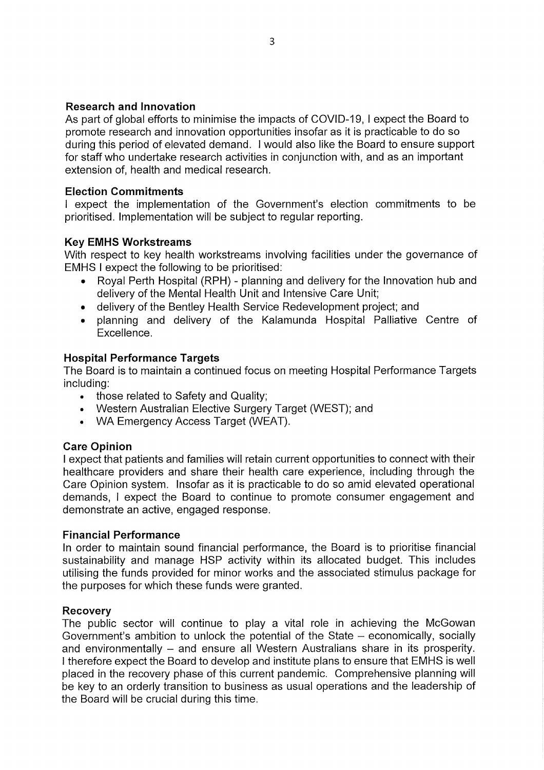**Research and Innovation**

As part of global efforts to minimise the impacts of COVID-19, I expect the Board to promote research and innovation opportunities insofar as it is practicable to do so during this period of elevated demand. I would also like the Board to ensure support for staff who undertake research activities in conjunction with, and as an important extension of, health and medical research.

**Election Commitments**

I expect the implementation of the Government's election commitments to be prioritised. Implementation will be subject to regular reporting.

**Key EMHS Workstreams**

With respect to key health workstreams involving facilities under the governance of EMHS I expect the following to be prioritised:

- Royal Perth Hospital (RPH) - planning and delivery for the Innovation hub and delivery of the Mental Health Unit and Intensive Care Unit;
- delivery of the Bentley Health Service Redevelopment project; and
- planning and delivery of the Kalamunda Hospital Palliative Centre of Excellence.

**Hospital Performance Targets**

The Board is to maintain a continued focus on meeting Hospital Performance Targets including:

- those related to Safety and Quality;
- Western Australian Elective Surgery Target (WEST); and
- WA Emergency Access Target (WEAT).

**Care Opinion**

I expect that patients and families will retain current opportunities to connect with their healthcare providers and share their health care experience, including through the Care Opinion system. Insofar as it is practicable to do so amid elevated operational demands, I expect the Board to continue to promote consumer engagement and demonstrate an active, engaged response.

**Financial Performance**

In order to maintain sound financial performance, the Board is to prioritise financial sustainability and manage HSP activity within its allocated budget. This includes utilising the funds provided for minor works and the associated stimulus package for the purposes for which these funds were granted.

**Recovery**

The public sector will continue to play a vital role in achieving the McGowan Government's ambition to unlock the potential of the State – economically, socially and environmentally – and ensure all Western Australians share in its prosperity. I therefore expect the Board to develop and institute plans to ensure that EMHS is well placed in the recovery phase of this current pandemic. Comprehensive planning will be key to an orderly transition to business as usual operations and the leadership of the Board will be crucial during this time.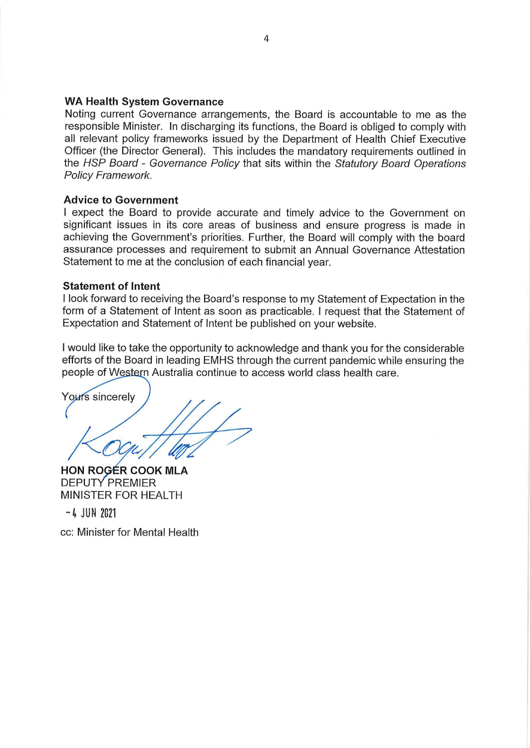**WA Health System Governance**
Noting current Governance arrangements, the Board is accountable to me as the responsible Minister. In discharging its functions, the Board is obliged to comply with all relevant policy frameworks issued by the Department of Health Chief Executive Officer (the Director General). This includes the mandatory requirements outlined in the *HSP Board - Governance Policy* that sits within the *Statutory Board Operations Policy Framework*.

**Advice to Government**
I expect the Board to provide accurate and timely advice to the Government on significant issues in its core areas of business and ensure progress is made in achieving the Government's priorities. Further, the Board will comply with the board assurance processes and requirement to submit an Annual Governance Attestation Statement to me at the conclusion of each financial year.

**Statement of Intent**
I look forward to receiving the Board's response to my Statement of Expectation in the form of a Statement of Intent as soon as practicable. I request that the Statement of Expectation and Statement of Intent be published on your website.

I would like to take the opportunity to acknowledge and thank you for the considerable efforts of the Board in leading EMHS through the current pandemic while ensuring the people of Western Australia continue to access world class health care.

Yours sincerely

**HON ROGER COOK MLA**
DEPUTY PREMIER
MINISTER FOR HEALTH

- 4 JUN 2021

cc: Minister for Mental Health